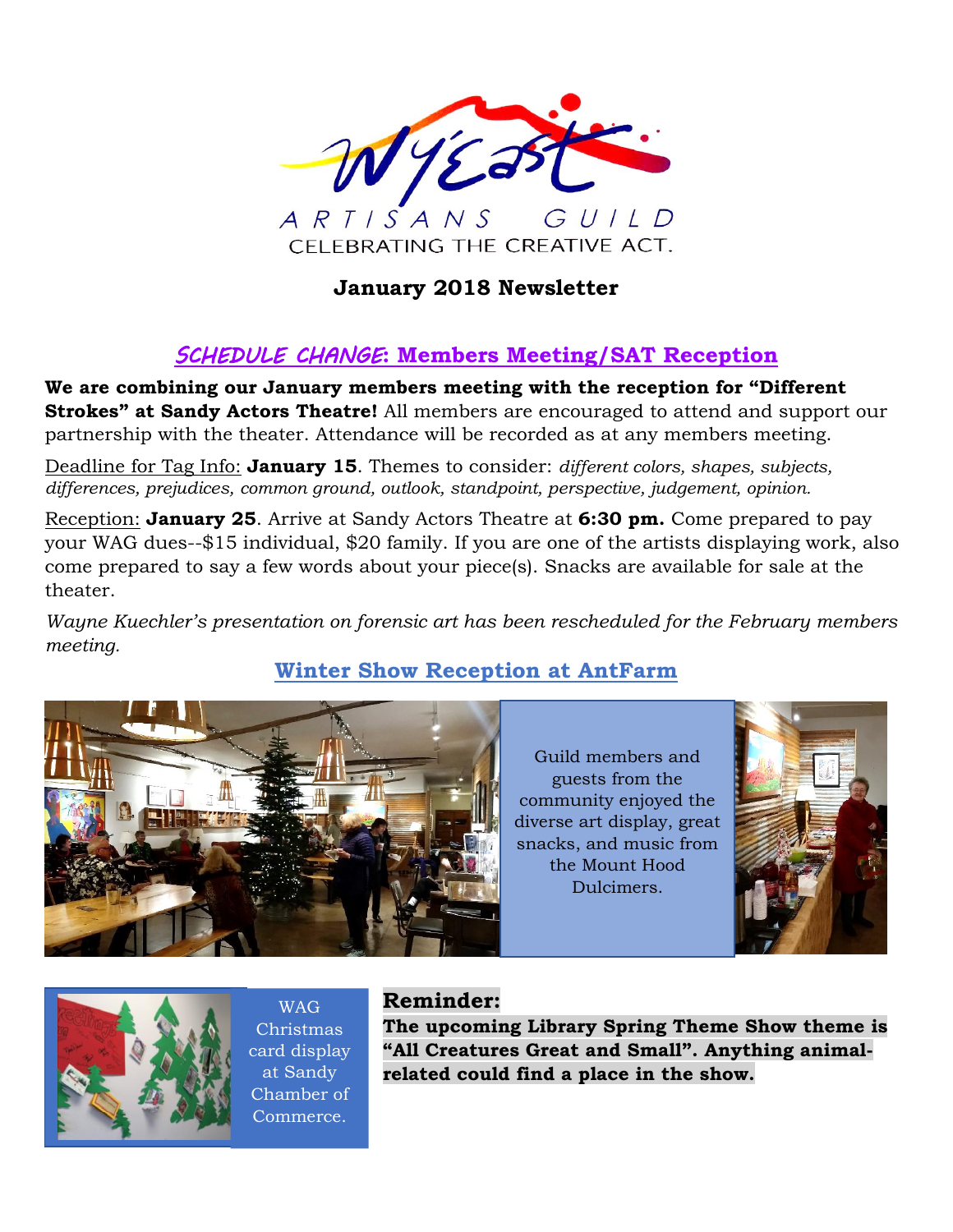Wy'East

ARTISANS GUILD

CELEBRATING THE CREATIVE ACT.

# January 2018 Newsletter

## *SCHEDULE CHANGE*: Members Meeting/SAT Reception

**We are combining our January members meeting with the reception for "Different Strokes" at Sandy Actors Theatre!** All members are encouraged to attend and support our partnership with the theater. Attendance will be recorded as at any members meeting.

Deadline for Tag Info: **January 15**. Themes to consider: *different colors, shapes, subjects, differences, prejudices, common ground, outlook, standpoint, perspective, judgement, opinion.*

Reception: **January 25**. Arrive at Sandy Actors Theatre at **6:30 pm.** Come prepared to pay your WAG dues--$15 individual, $20 family. If you are one of the artists displaying work, also come prepared to say a few words about your piece(s). Snacks are available for sale at the theater.

*Wayne Kuechler's presentation on forensic art has been rescheduled for the February members meeting.*

## Winter Show Reception at AntFarm

Guild members and guests from the community enjoyed the diverse art display, great snacks, and music from the Mount Hood Dulcimers.

WAG Christmas card display at Sandy Chamber of Commerce.

### Reminder:

**The upcoming Library Spring Theme Show theme is "All Creatures Great and Small". Anything animal-related could find a place in the show.**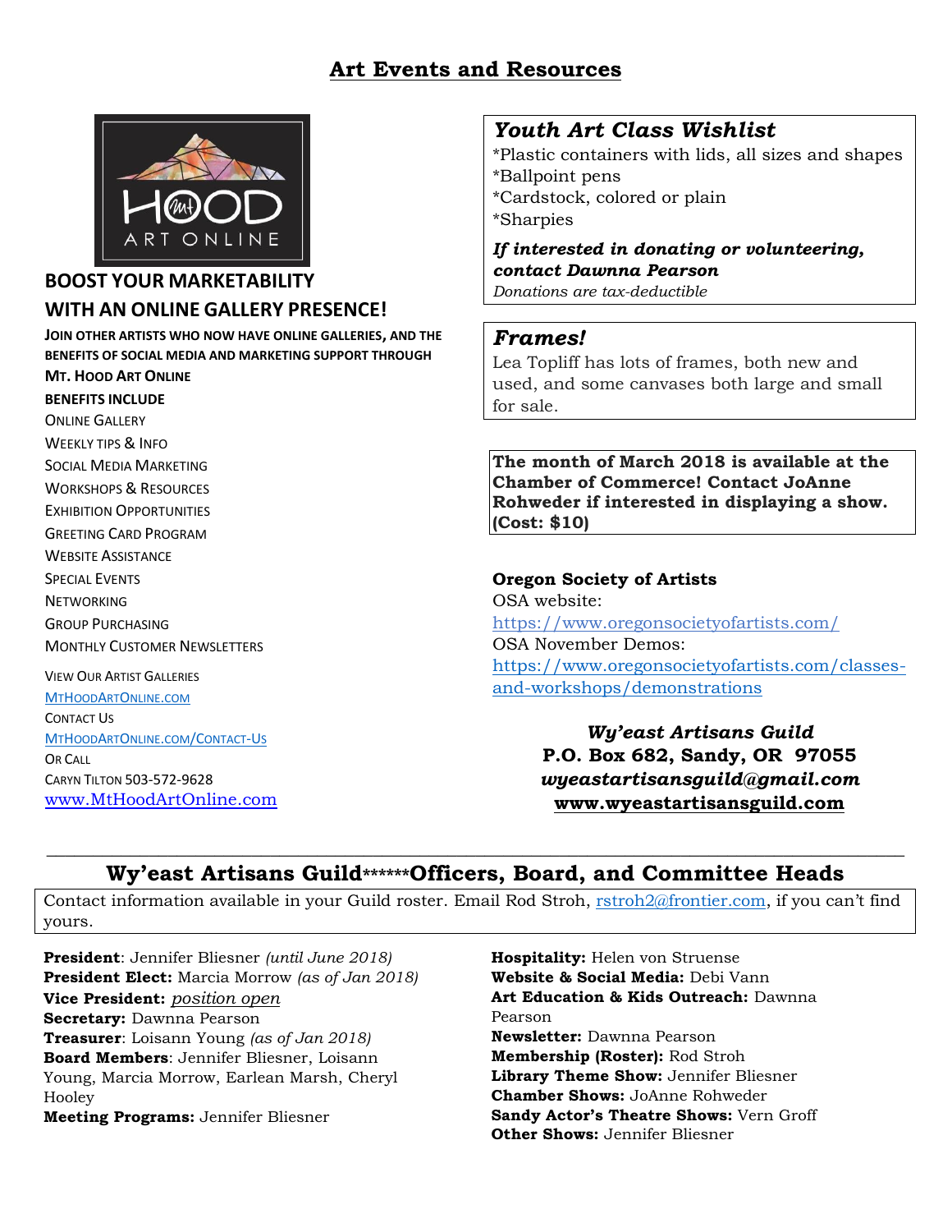# Art Events and Resources

**BOOST YOUR MARKETABILITY WITH AN ONLINE GALLERY PRESENCE!**

**JOIN OTHER ARTISTS WHO NOW HAVE ONLINE GALLERIES, AND THE BENEFITS OF SOCIAL MEDIA AND MARKETING SUPPORT THROUGH MT. HOOD ART ONLINE**

**BENEFITS INCLUDE**

- ONLINE GALLERY
- WEEKLY TIPS & INFO
- SOCIAL MEDIA MARKETING
- WORKSHOPS & RESOURCES
- EXHIBITION OPPORTUNITIES
- GREETING CARD PROGRAM
- WEBSITE ASSISTANCE
- SPECIAL EVENTS
- NETWORKING
- GROUP PURCHASING
- MONTHLY CUSTOMER NEWSLETTERS

VIEW OUR ARTIST GALLERIES
MTHOODARTONLINE.COM
CONTACT US
MTHOODARTONLINE.COM/CONTACT-US
OR CALL
CARYN TILTON 503-572-9628
www.MtHoodArtOnline.com

## *Youth Art Class Wishlist*

*Plastic containers with lids, all sizes and shapes
*Ballpoint pens
*Cardstock, colored or plain
*Sharpies

***If interested in donating or volunteering, contact Dawnna Pearson***
*Donations are tax-deductible*

## *Frames!*

Lea Topliff has lots of frames, both new and used, and some canvases both large and small for sale.

**The month of March 2018 is available at the Chamber of Commerce! Contact JoAnne Rohweder if interested in displaying a show. (Cost: $10)**

**Oregon Society of Artists**
OSA website:
https://www.oregonsocietyofartists.com/
OSA November Demos:
https://www.oregonsocietyofartists.com/classes-and-workshops/demonstrations

***Wy'east Artisans Guild***
**P.O. Box 682, Sandy, OR 97055**
***wyeastartisansguild@gmail.com***
**www.wyeastartisansguild.com**

---

## Wy'east Artisans Guild******Officers, Board, and Committee Heads

Contact information available in your Guild roster. Email Rod Stroh, rstroh2@frontier.com, if you can't find yours.

**President**: Jennifer Bliesner *(until June 2018)*
**President Elect:** Marcia Morrow *(as of Jan 2018)*
**Vice President:** *position open*
**Secretary:** Dawnna Pearson
**Treasurer**: Loisann Young *(as of Jan 2018)*
**Board Members**: Jennifer Bliesner, Loisann Young, Marcia Morrow, Earlean Marsh, Cheryl Hooley
**Meeting Programs:** Jennifer Bliesner
**Hospitality:** Helen von Struense
**Website & Social Media:** Debi Vann
**Art Education & Kids Outreach:** Dawnna Pearson
**Newsletter:** Dawnna Pearson
**Membership (Roster):** Rod Stroh
**Library Theme Show:** Jennifer Bliesner
**Chamber Shows:** JoAnne Rohweder
**Sandy Actor's Theatre Shows:** Vern Groff
**Other Shows:** Jennifer Bliesner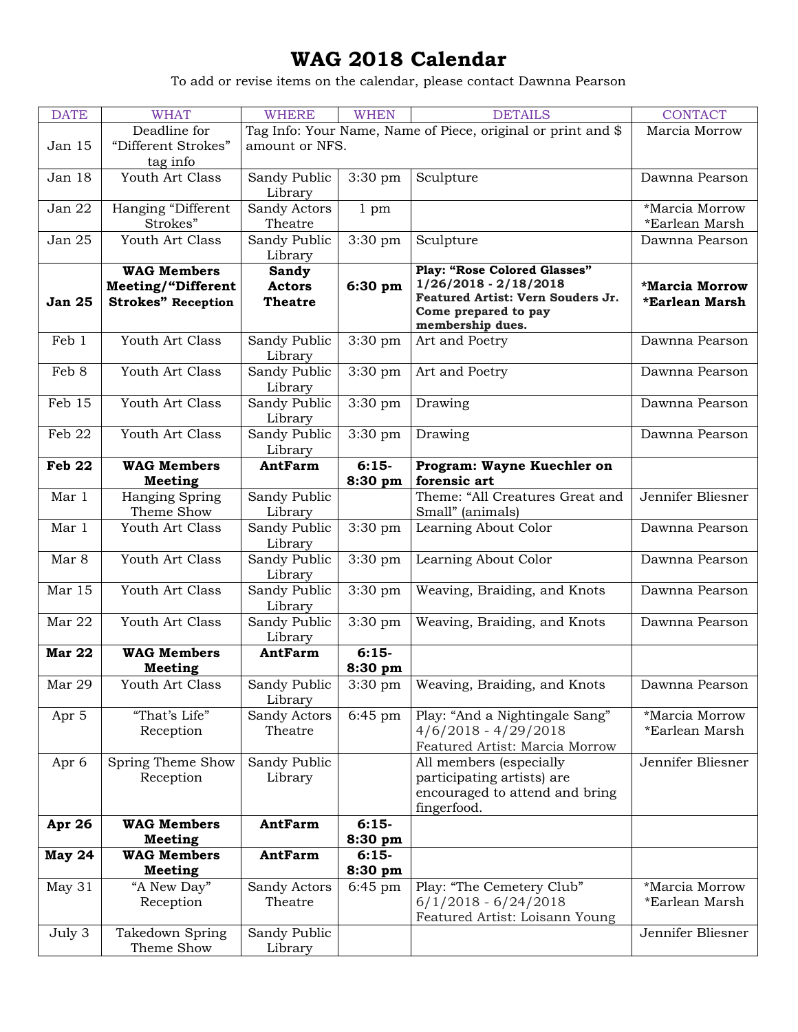# WAG 2018 Calendar

To add or revise items on the calendar, please contact Dawnna Pearson

| DATE | WHAT | WHERE | WHEN | DETAILS | CONTACT |
|---|---|---|---|---|---|
| Jan 15 | Deadline for "Different Strokes" tag info | Tag Info: Your Name, Name of Piece, original or print and $ amount or NFS. | | | Marcia Morrow |
| Jan 18 | Youth Art Class | Sandy Public Library | 3:30 pm | Sculpture | Dawnna Pearson |
| Jan 22 | Hanging "Different Strokes" | Sandy Actors Theatre | 1 pm | | *Marcia Morrow *Earlean Marsh |
| Jan 25 | Youth Art Class | Sandy Public Library | 3:30 pm | Sculpture | Dawnna Pearson |
| **Jan 25** | **WAG Members Meeting/"Different Strokes" Reception** | **Sandy Actors Theatre** | **6:30 pm** | **Play: "Rose Colored Glasses" 1/26/2018 - 2/18/2018 Featured Artist: Vern Souders Jr. Come prepared to pay membership dues.** | **\*Marcia Morrow \*Earlean Marsh** |
| Feb 1 | Youth Art Class | Sandy Public Library | 3:30 pm | Art and Poetry | Dawnna Pearson |
| Feb 8 | Youth Art Class | Sandy Public Library | 3:30 pm | Art and Poetry | Dawnna Pearson |
| Feb 15 | Youth Art Class | Sandy Public Library | 3:30 pm | Drawing | Dawnna Pearson |
| Feb 22 | Youth Art Class | Sandy Public Library | 3:30 pm | Drawing | Dawnna Pearson |
| **Feb 22** | **WAG Members Meeting** | **AntFarm** | **6:15-8:30 pm** | **Program: Wayne Kuechler on forensic art** | |
| Mar 1 | Hanging Spring Theme Show | Sandy Public Library | | Theme: "All Creatures Great and Small" (animals) | Jennifer Bliesner |
| Mar 1 | Youth Art Class | Sandy Public Library | 3:30 pm | Learning About Color | Dawnna Pearson |
| Mar 8 | Youth Art Class | Sandy Public Library | 3:30 pm | Learning About Color | Dawnna Pearson |
| Mar 15 | Youth Art Class | Sandy Public Library | 3:30 pm | Weaving, Braiding, and Knots | Dawnna Pearson |
| Mar 22 | Youth Art Class | Sandy Public Library | 3:30 pm | Weaving, Braiding, and Knots | Dawnna Pearson |
| **Mar 22** | **WAG Members Meeting** | **AntFarm** | **6:15-8:30 pm** | | |
| Mar 29 | Youth Art Class | Sandy Public Library | 3:30 pm | Weaving, Braiding, and Knots | Dawnna Pearson |
| Apr 5 | "That's Life" Reception | Sandy Actors Theatre | 6:45 pm | Play: "And a Nightingale Sang" 4/6/2018 - 4/29/2018 Featured Artist: Marcia Morrow | *Marcia Morrow *Earlean Marsh |
| Apr 6 | Spring Theme Show Reception | Sandy Public Library | | All members (especially participating artists) are encouraged to attend and bring fingerfood. | Jennifer Bliesner |
| **Apr 26** | **WAG Members Meeting** | **AntFarm** | **6:15-8:30 pm** | | |
| **May 24** | **WAG Members Meeting** | **AntFarm** | **6:15-8:30 pm** | | |
| May 31 | "A New Day" Reception | Sandy Actors Theatre | 6:45 pm | Play: "The Cemetery Club" 6/1/2018 - 6/24/2018 Featured Artist: Loisann Young | *Marcia Morrow *Earlean Marsh |
| July 3 | Takedown Spring Theme Show | Sandy Public Library | | | Jennifer Bliesner |